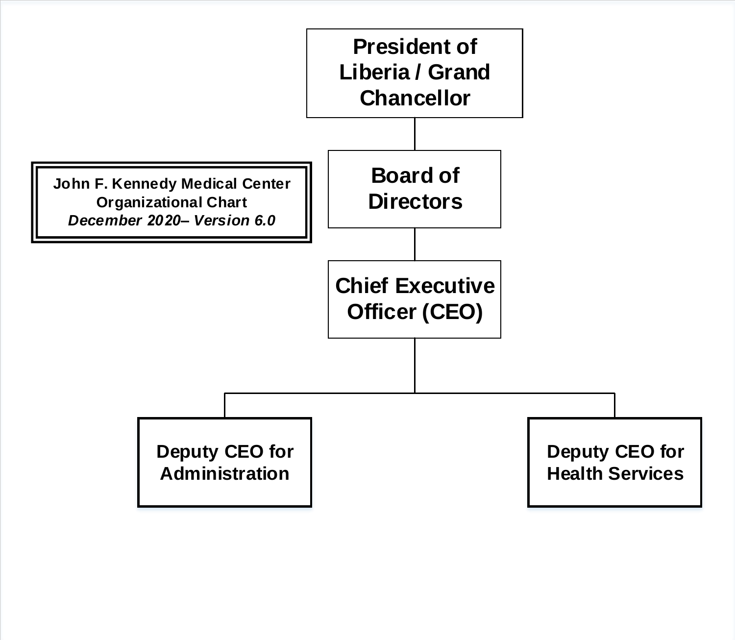**John F. Kennedy Medical Center**
**Organizational Chart**
***December 2020– Version 6.0***

- **President of Liberia / Grand Chancellor**
  - **Board of Directors**
    - **Chief Executive Officer (CEO)**
      - **Deputy CEO for Administration**
      - **Deputy CEO for Health Services**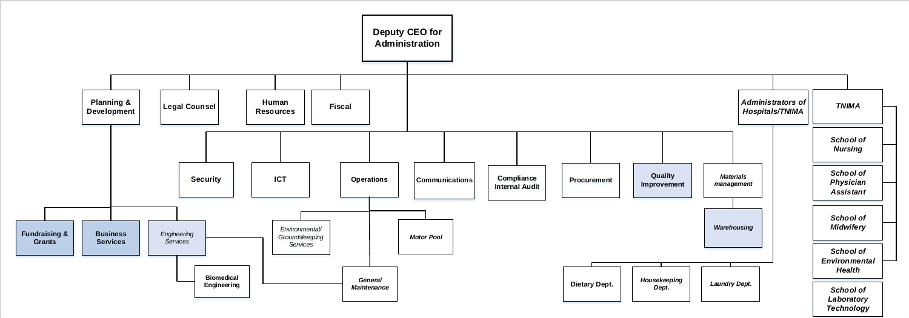# Deputy CEO for Administration

- Planning & Development
  - Fundraising & Grants
  - Business Services
  - *Engineering Services*
    - Biomedical Engineering
    - *General Maintenance*
- Legal Counsel
- Human Resources
- Fiscal
- Security
- ICT
- Operations
  - *Environmental/ Groundskeeping Services*
  - *Motor Pool*
  - *General Maintenance*
- Communications
- Compliance Internal Audit
- Procurement
- Quality Improvement
- *Materials management*
  - *Warehousing*
- *Administrators of Hospitals/TNIMA*
  - Dietary Dept.
  - *Housekeeping Dept.*
  - *Laundry Dept.*
- *TNIMA*
  - *School of Nursing*
  - *School of Physician Assistant*
  - *School of Midwifery*
  - *School of Environmental Health*
  - *School of Laboratory Technology*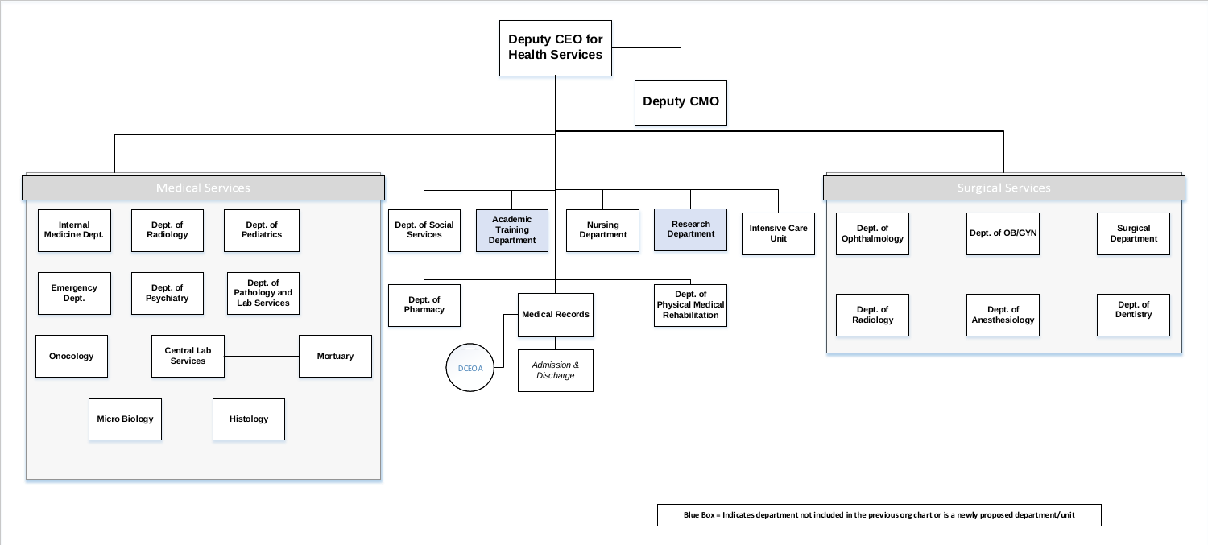# Deputy CEO for Health Services

- **Deputy CMO**

## Medical Services

- Internal Medicine Dept.
- Dept. of Radiology
- Dept. of Pediatrics
- Emergency Dept.
- Dept. of Psychiatry
- Dept. of Pathology and Lab Services
  - Central Lab Services
    - Micro Biology
    - Histology
  - Mortuary
- Onocology

## Departments reporting directly to the Deputy CEO for Health Services

- Dept. of Social Services
- Academic Training Department
- Nursing Department
- Research Department
- Intensive Care Unit
- Dept. of Pharmacy
- Medical Records
  - DCEOA
  - *Admission & Discharge*
- Dept. of Physical Medical Rehabilitation

## Surgical Services

- Dept. of Ophthalmology
- Dept. of OB/GYN
- Surgical Department
- Dept. of Radiology
- Dept. of Anesthesiology
- Dept. of Dentistry

**Blue Box = Indicates department not included in the previous org chart or is a newly proposed department/unit**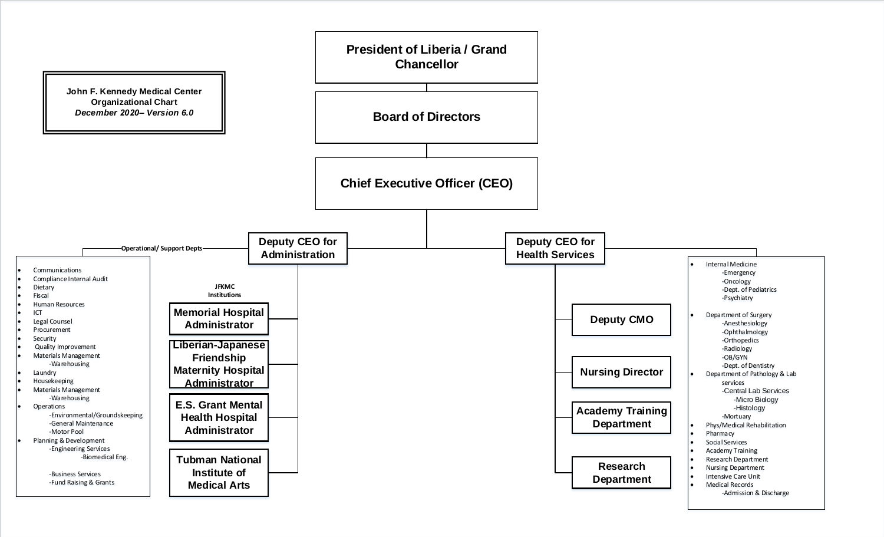**John F. Kennedy Medical Center**
**Organizational Chart**
***December 2020– Version 6.0***

**President of Liberia / Grand Chancellor**

**Board of Directors**

**Chief Executive Officer (CEO)**

**Deputy CEO for Administration**

Operational/ Support Depts

- Communications
- Compliance Internal Audit
- Dietary
- Fiscal
- Human Resources
- ICT
- Legal Counsel
- Procurement
- Security
- Quality Improvement
- Materials Management
  - -Warehousing
- Laundry
- Housekeeping
- Materials Management
  - -Warehousing
- Operations
  - -Environmental/Groundskeeping
  - -General Maintenance
  - -Motor Pool
- Planning & Development
  - -Engineering Services
    - -Biomedical Eng.
  - -Business Services
  - -Fund Raising & Grants

JFKMC Institutions

- **Memorial Hospital Administrator**
- **Liberian-Japanese Friendship Maternity Hospital Administrator**
- **E.S. Grant Mental Health Hospital Administrator**
- **Tubman National Institute of Medical Arts**

**Deputy CEO for Health Services**

- **Deputy CMO**
- **Nursing Director**
- **Academy Training Department**
- **Research Department**

- Internal Medicine
  - -Emergency
  - -Oncology
  - -Dept. of Pediatrics
  - -Psychiatry
- Department of Surgery
  - -Anesthesiology
  - -Ophthalmology
  - -Orthopedics
  - -Radiology
  - -OB/GYN
  - -Dept. of Dentistry
- Department of Pathology & Lab services
  - -Central Lab Services
    - -Micro Biology
    - -Histology
  - -Mortuary
- Phys/Medical Rehabilitation
- Pharmacy
- Social Services
- Academy Training
- Research Department
- Nursing Department
- Intensive Care Unit
- Medical Records
  - -Admission & Discharge